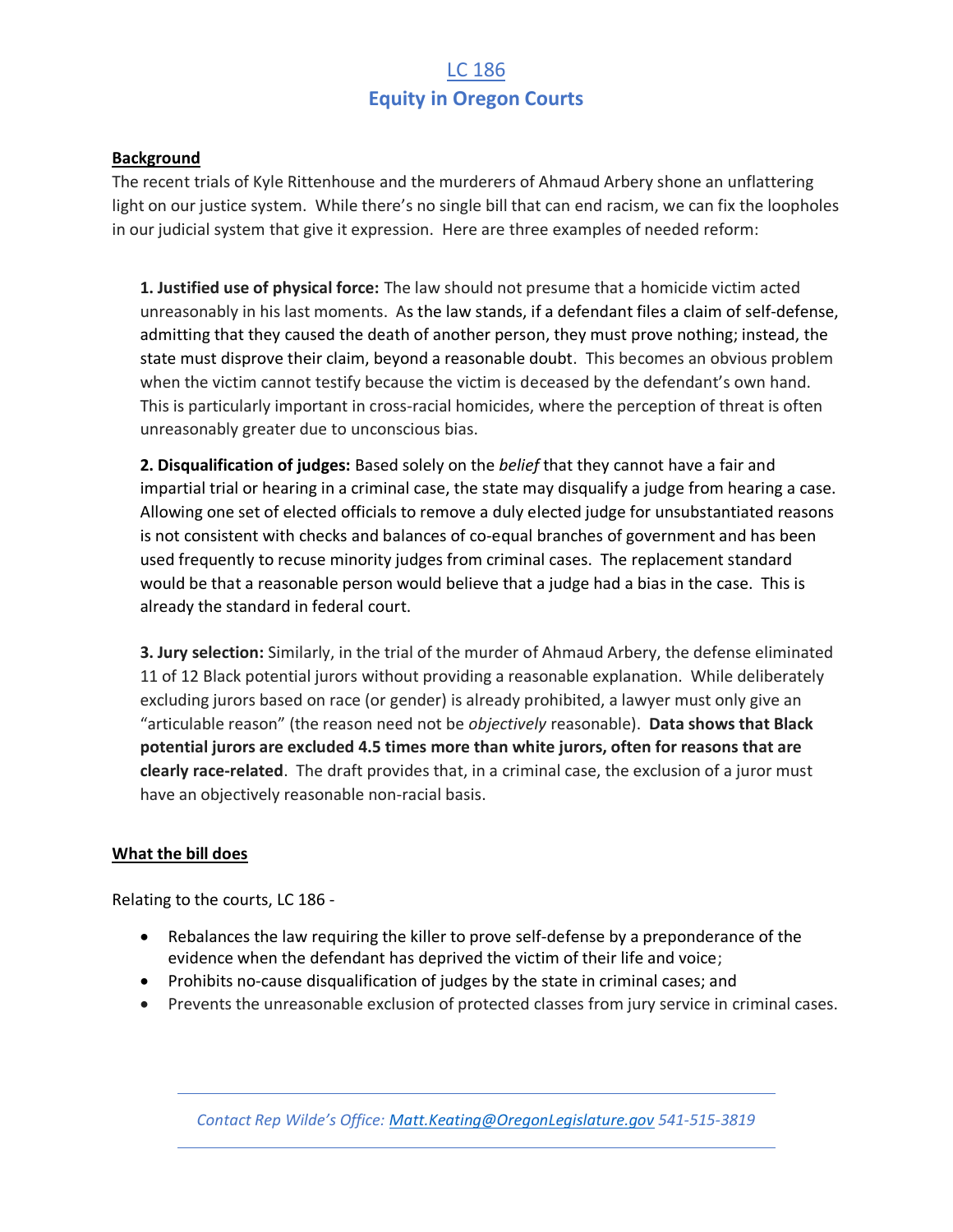# [LC 186](#)

# Equity in Oregon Courts

**Background**

The recent trials of Kyle Rittenhouse and the murderers of Ahmaud Arbery shone an unflattering light on our justice system. While there's no single bill that can end racism, we can fix the loopholes in our judicial system that give it expression. Here are three examples of needed reform:

**1. Justified use of physical force:** The law should not presume that a homicide victim acted unreasonably in his last moments. As the law stands, if a defendant files a claim of self-defense, admitting that they caused the death of another person, they must prove nothing; instead, the state must disprove their claim, beyond a reasonable doubt. This becomes an obvious problem when the victim cannot testify because the victim is deceased by the defendant's own hand. This is particularly important in cross-racial homicides, where the perception of threat is often unreasonably greater due to unconscious bias.

**2. Disqualification of judges:** Based solely on the *belief* that they cannot have a fair and impartial trial or hearing in a criminal case, the state may disqualify a judge from hearing a case. Allowing one set of elected officials to remove a duly elected judge for unsubstantiated reasons is not consistent with checks and balances of co-equal branches of government and has been used frequently to recuse minority judges from criminal cases. The replacement standard would be that a reasonable person would believe that a judge had a bias in the case. This is already the standard in federal court.

**3. Jury selection:** Similarly, in the trial of the murder of Ahmaud Arbery, the defense eliminated 11 of 12 Black potential jurors without providing a reasonable explanation. While deliberately excluding jurors based on race (or gender) is already prohibited, a lawyer must only give an "articulable reason" (the reason need not be *objectively* reasonable). **Data shows that Black potential jurors are excluded 4.5 times more than white jurors, often for reasons that are clearly race-related**. The draft provides that, in a criminal case, the exclusion of a juror must have an objectively reasonable non-racial basis.

**What the bill does**

Relating to the courts, LC 186 -

- Rebalances the law requiring the killer to prove self-defense by a preponderance of the evidence when the defendant has deprived the victim of their life and voice;
- Prohibits no-cause disqualification of judges by the state in criminal cases; and
- Prevents the unreasonable exclusion of protected classes from jury service in criminal cases.

*Contact Rep Wilde's Office: [Matt.Keating@OregonLegislature.gov](mailto:Matt.Keating@OregonLegislature.gov) 541-515-3819*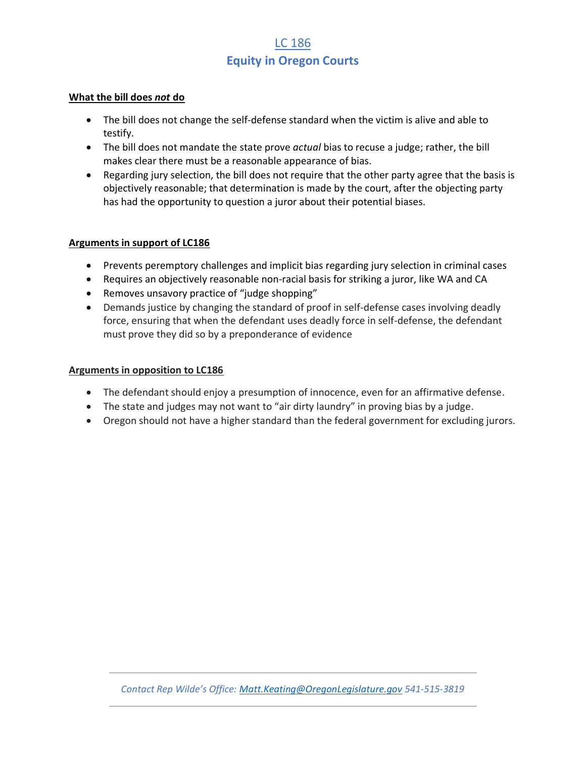# [LC 186]()

## Equity in Oregon Courts

**<u>What the bill does *not* do</u>**

- The bill does not change the self-defense standard when the victim is alive and able to testify.
- The bill does not mandate the state prove *actual* bias to recuse a judge; rather, the bill makes clear there must be a reasonable appearance of bias.
- Regarding jury selection, the bill does not require that the other party agree that the basis is objectively reasonable; that determination is made by the court, after the objecting party has had the opportunity to question a juror about their potential biases.

**<u>Arguments in support of LC186</u>**

- Prevents peremptory challenges and implicit bias regarding jury selection in criminal cases
- Requires an objectively reasonable non-racial basis for striking a juror, like WA and CA
- Removes unsavory practice of "judge shopping"
- Demands justice by changing the standard of proof in self-defense cases involving deadly force, ensuring that when the defendant uses deadly force in self-defense, the defendant must prove they did so by a preponderance of evidence

**<u>Arguments in opposition to LC186</u>**

- The defendant should enjoy a presumption of innocence, even for an affirmative defense.
- The state and judges may not want to "air dirty laundry" in proving bias by a judge.
- Oregon should not have a higher standard than the federal government for excluding jurors.

*Contact Rep Wilde's Office: [Matt.Keating@OregonLegislature.gov](mailto:Matt.Keating@OregonLegislature.gov) 541-515-3819*